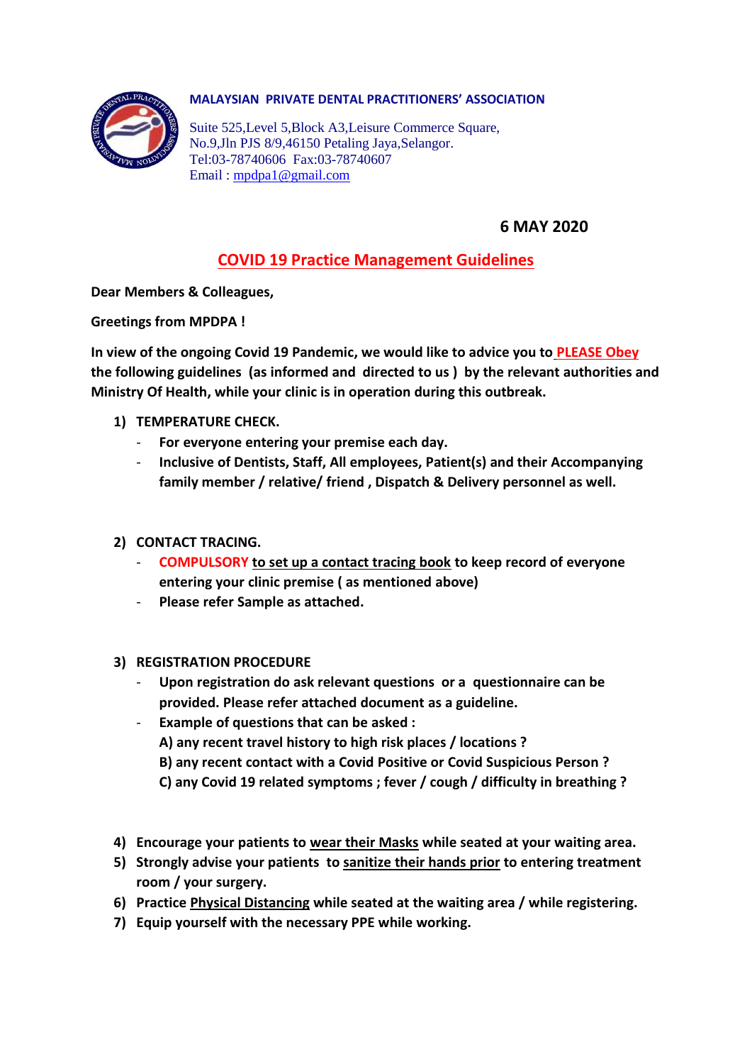**MALAYSIAN PRIVATE DENTAL PRACTITIONERS' ASSOCIATION**

Suite 525,Level 5,Block A3,Leisure Commerce Square,
No.9,Jln PJS 8/9,46150 Petaling Jaya,Selangor.
Tel:03-78740606 Fax:03-78740607
Email : mpdpa1@gmail.com

**6 MAY 2020**

## COVID 19 Practice Management Guidelines

**Dear Members & Colleagues,**

**Greetings from MPDPA !**

**In view of the ongoing Covid 19 Pandemic, we would like to advice you to PLEASE Obey the following guidelines (as informed and directed to us ) by the relevant authorities and Ministry Of Health, while your clinic is in operation during this outbreak.**

1) **TEMPERATURE CHECK.**
   - **For everyone entering your premise each day.**
   - **Inclusive of Dentists, Staff, All employees, Patient(s) and their Accompanying family member / relative/ friend , Dispatch & Delivery personnel as well.**

2) **CONTACT TRACING.**
   - **COMPULSORY to set up a contact tracing book to keep record of everyone entering your clinic premise ( as mentioned above)**
   - **Please refer Sample as attached.**

3) **REGISTRATION PROCEDURE**
   - **Upon registration do ask relevant questions or a questionnaire can be provided. Please refer attached document as a guideline.**
   - **Example of questions that can be asked :**
     **A) any recent travel history to high risk places / locations ?**
     **B) any recent contact with a Covid Positive or Covid Suspicious Person ?**
     **C) any Covid 19 related symptoms ; fever / cough / difficulty in breathing ?**

4) **Encourage your patients to wear their Masks while seated at your waiting area.**
5) **Strongly advise your patients to sanitize their hands prior to entering treatment room / your surgery.**
6) **Practice Physical Distancing while seated at the waiting area / while registering.**
7) **Equip yourself with the necessary PPE while working.**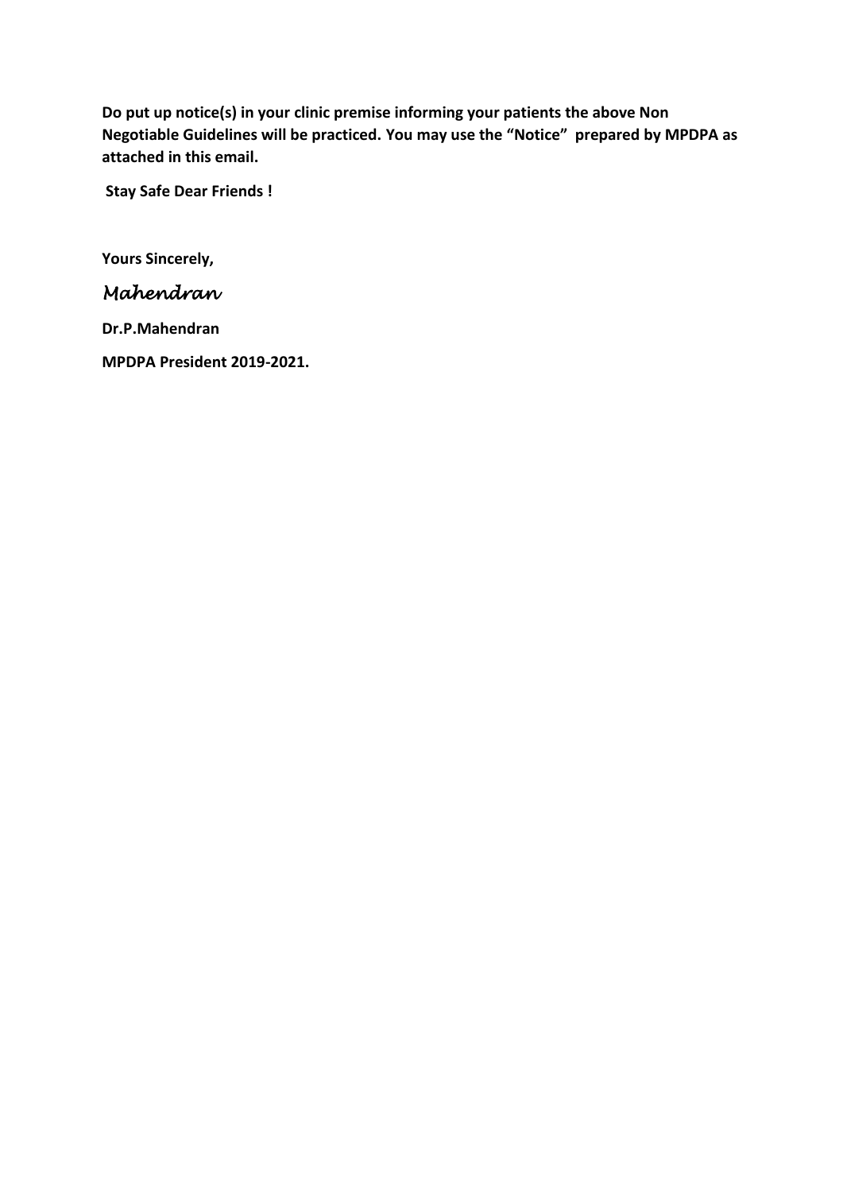**Do put up notice(s) in your clinic premise informing your patients the above Non Negotiable Guidelines will be practiced. You may use the "Notice" prepared by MPDPA as attached in this email.**

**Stay Safe Dear Friends !**

**Yours Sincerely,**

*Mahendran*

**Dr.P.Mahendran**

**MPDPA President 2019-2021.**